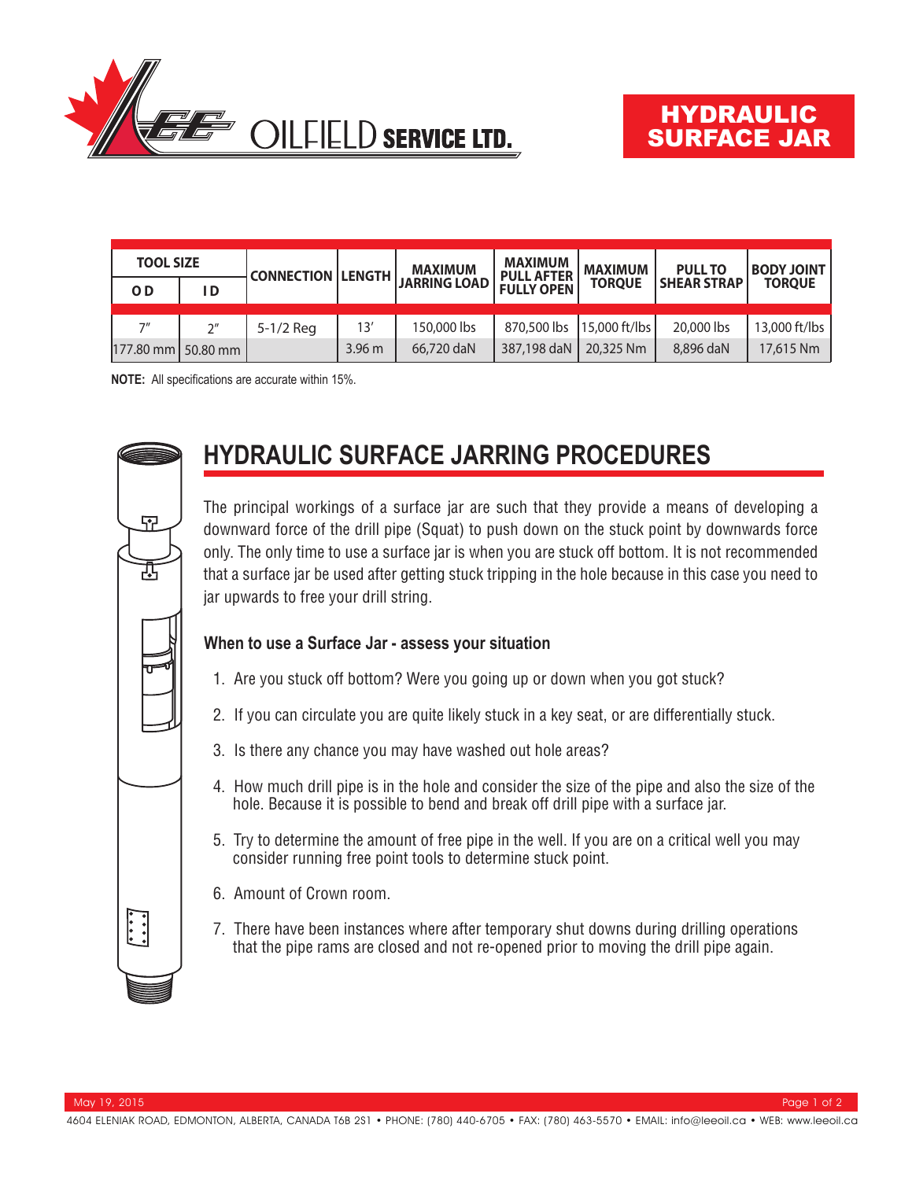# HYDRAULIC SURFACE JAR

LEE OILFIELD SERVICE LTD.

| TOOL SIZE | | CONNECTION | LENGTH | MAXIMUM JARRING LOAD | MAXIMUM PULL AFTER FULLY OPEN | MAXIMUM TORQUE | PULL TO SHEAR STRAP | BODY JOINT TORQUE |
|---|---|---|---|---|---|---|---|---|
| OD | ID | | | | | | | |
| 7″ | 2″ | 5-1/2 Reg | 13′ | 150,000 lbs | 870,500 lbs | 15,000 ft/lbs | 20,000 lbs | 13,000 ft/lbs |
| 177.80 mm | 50.80 mm | | 3.96 m | 66,720 daN | 387,198 daN | 20,325 Nm | 8,896 daN | 17,615 Nm |

**NOTE:** All specifications are accurate within 15%.

## HYDRAULIC SURFACE JARRING PROCEDURES

The principal workings of a surface jar are such that they provide a means of developing a downward force of the drill pipe (Squat) to push down on the stuck point by downwards force only. The only time to use a surface jar is when you are stuck off bottom. It is not recommended that a surface jar be used after getting stuck tripping in the hole because in this case you need to jar upwards to free your drill string.

### When to use a Surface Jar - assess your situation

1. Are you stuck off bottom? Were you going up or down when you got stuck?
2. If you can circulate you are quite likely stuck in a key seat, or are differentially stuck.
3. Is there any chance you may have washed out hole areas?
4. How much drill pipe is in the hole and consider the size of the pipe and also the size of the hole. Because it is possible to bend and break off drill pipe with a surface jar.
5. Try to determine the amount of free pipe in the well. If you are on a critical well you may consider running free point tools to determine stuck point.
6. Amount of Crown room.
7. There have been instances where after temporary shut downs during drilling operations that the pipe rams are closed and not re-opened prior to moving the drill pipe again.

May 19, 2015

4604 ELENIAK ROAD, EDMONTON, ALBERTA, CANADA T6B 2S1 • PHONE: (780) 440-6705 • FAX: (780) 463-5570 • EMAIL: info@leeoil.ca • WEB: www.leeoil.ca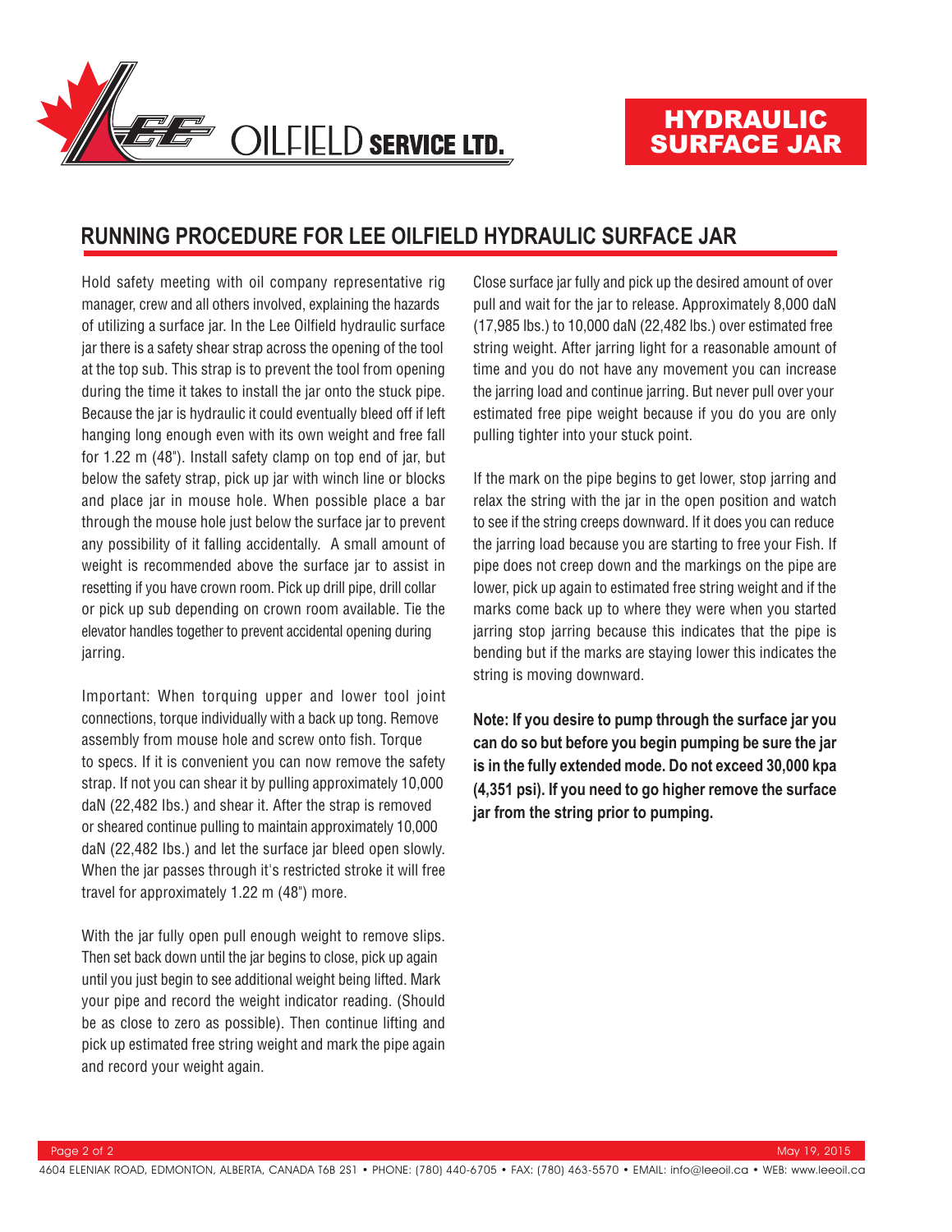HYDRAULIC SURFACE JAR

## RUNNING PROCEDURE FOR LEE OILFIELD HYDRAULIC SURFACE JAR

Hold safety meeting with oil company representative rig manager, crew and all others involved, explaining the hazards of utilizing a surface jar. In the Lee Oilfield hydraulic surface jar there is a safety shear strap across the opening of the tool at the top sub. This strap is to prevent the tool from opening during the time it takes to install the jar onto the stuck pipe. Because the jar is hydraulic it could eventually bleed off if left hanging long enough even with its own weight and free fall for 1.22 m (48"). Install safety clamp on top end of jar, but below the safety strap, pick up jar with winch line or blocks and place jar in mouse hole. When possible place a bar through the mouse hole just below the surface jar to prevent any possibility of it falling accidentally. A small amount of weight is recommended above the surface jar to assist in resetting if you have crown room. Pick up drill pipe, drill collar or pick up sub depending on crown room available. Tie the elevator handles together to prevent accidental opening during jarring.

Important: When torquing upper and lower tool joint connections, torque individually with a back up tong. Remove assembly from mouse hole and screw onto fish. Torque to specs. If it is convenient you can now remove the safety strap. If not you can shear it by pulling approximately 10,000 daN (22,482 lbs.) and shear it. After the strap is removed or sheared continue pulling to maintain approximately 10,000 daN (22,482 lbs.) and let the surface jar bleed open slowly. When the jar passes through it's restricted stroke it will free travel for approximately 1.22 m (48") more.

With the jar fully open pull enough weight to remove slips. Then set back down until the jar begins to close, pick up again until you just begin to see additional weight being lifted. Mark your pipe and record the weight indicator reading. (Should be as close to zero as possible). Then continue lifting and pick up estimated free string weight and mark the pipe again and record your weight again.

Close surface jar fully and pick up the desired amount of over pull and wait for the jar to release. Approximately 8,000 daN (17,985 lbs.) to 10,000 daN (22,482 lbs.) over estimated free string weight. After jarring light for a reasonable amount of time and you do not have any movement you can increase the jarring load and continue jarring. But never pull over your estimated free pipe weight because if you do you are only pulling tighter into your stuck point.

If the mark on the pipe begins to get lower, stop jarring and relax the string with the jar in the open position and watch to see if the string creeps downward. If it does you can reduce the jarring load because you are starting to free your Fish. If pipe does not creep down and the markings on the pipe are lower, pick up again to estimated free string weight and if the marks come back up to where they were when you started jarring stop jarring because this indicates that the pipe is bending but if the marks are staying lower this indicates the string is moving downward.

**Note: If you desire to pump through the surface jar you can do so but before you begin pumping be sure the jar is in the fully extended mode. Do not exceed 30,000 kpa (4,351 psi). If you need to go higher remove the surface jar from the string prior to pumping.**